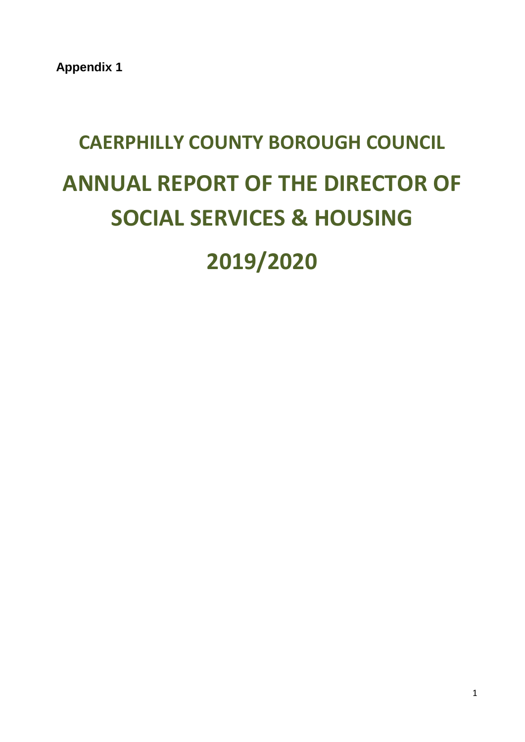**Appendix 1**

# CAERPHILLY COUNTY BOROUGH COUNCIL

# ANNUAL REPORT OF THE DIRECTOR OF SOCIAL SERVICES & HOUSING

# 2019/2020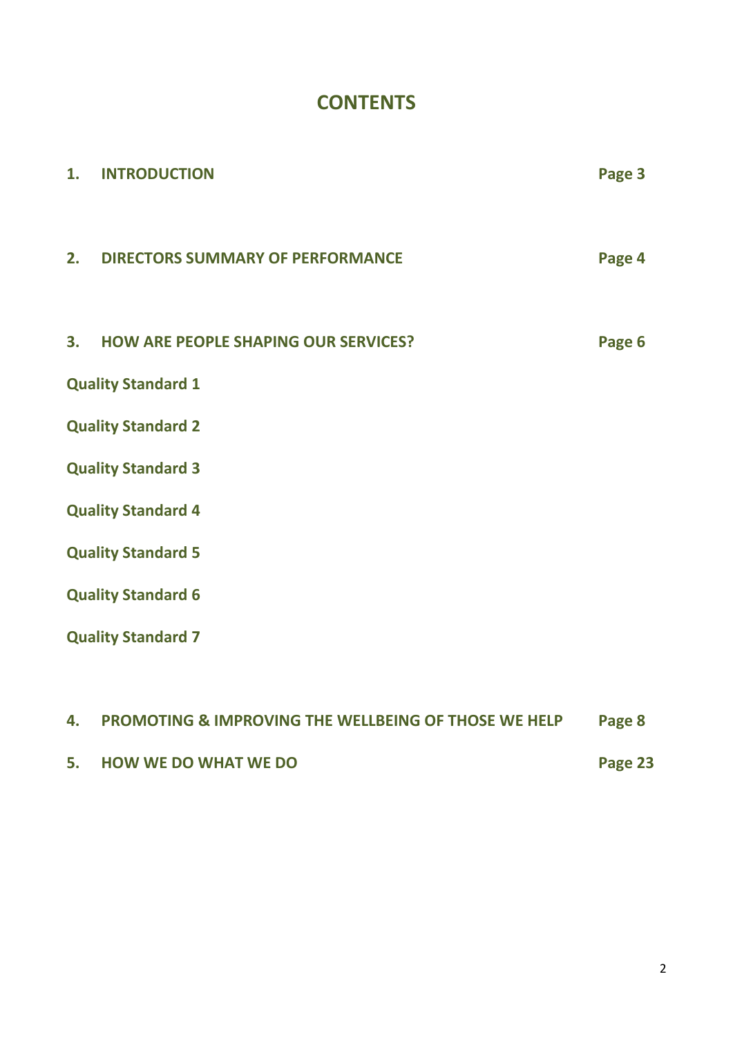# CONTENTS

| | | |
|---|---|---|
| **1.** | **INTRODUCTION** | **Page 3** |
| **2.** | **DIRECTORS SUMMARY OF PERFORMANCE** | **Page 4** |
| **3.** | **HOW ARE PEOPLE SHAPING OUR SERVICES?** | **Page 6** |

**Quality Standard 1**

**Quality Standard 2**

**Quality Standard 3**

**Quality Standard 4**

**Quality Standard 5**

**Quality Standard 6**

**Quality Standard 7**

| | | |
|---|---|---|
| **4.** | **PROMOTING & IMPROVING THE WELLBEING OF THOSE WE HELP** | **Page 8** |
| **5.** | **HOW WE DO WHAT WE DO** | **Page 23** |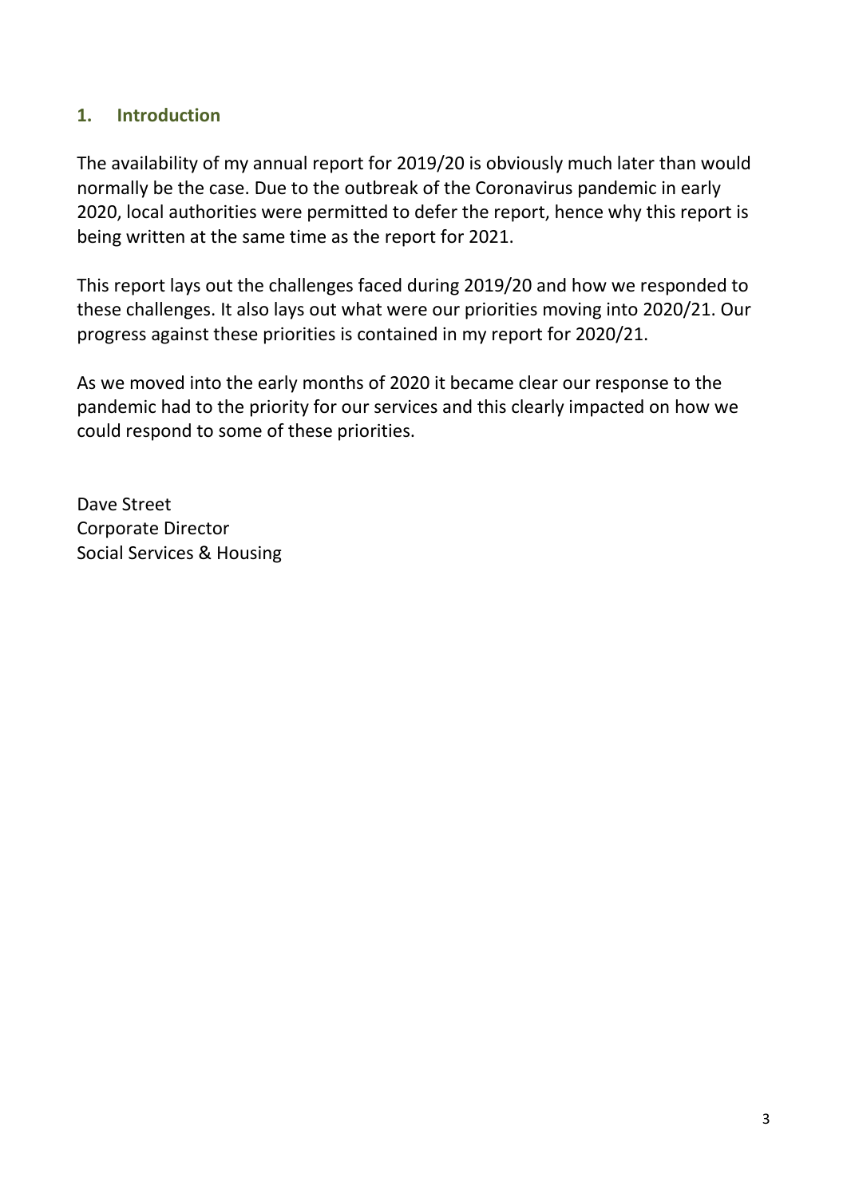## 1. Introduction

The availability of my annual report for 2019/20 is obviously much later than would normally be the case. Due to the outbreak of the Coronavirus pandemic in early 2020, local authorities were permitted to defer the report, hence why this report is being written at the same time as the report for 2021.

This report lays out the challenges faced during 2019/20 and how we responded to these challenges. It also lays out what were our priorities moving into 2020/21. Our progress against these priorities is contained in my report for 2020/21.

As we moved into the early months of 2020 it became clear our response to the pandemic had to the priority for our services and this clearly impacted on how we could respond to some of these priorities.

Dave Street
Corporate Director
Social Services & Housing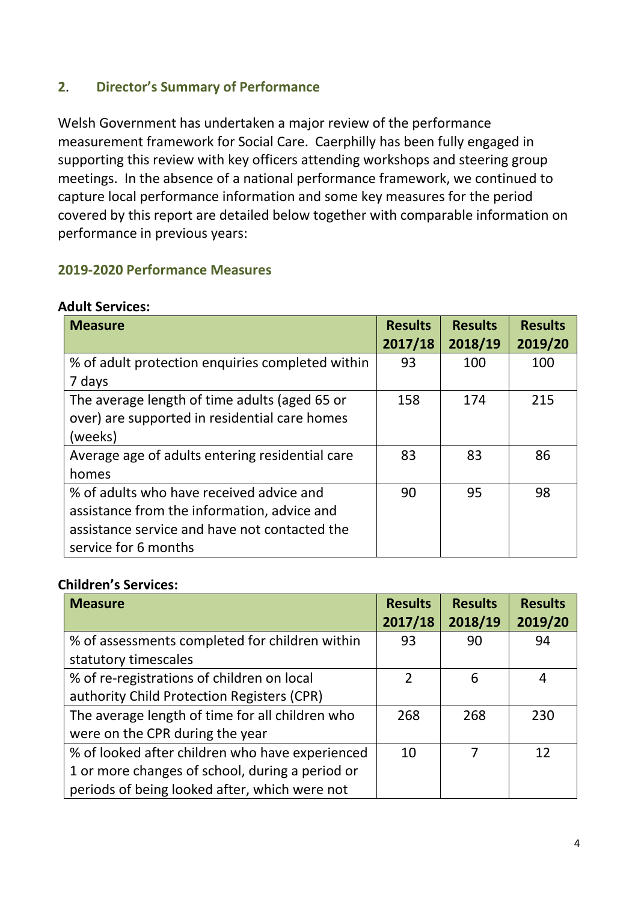## 2. Director's Summary of Performance

Welsh Government has undertaken a major review of the performance measurement framework for Social Care. Caerphilly has been fully engaged in supporting this review with key officers attending workshops and steering group meetings. In the absence of a national performance framework, we continued to capture local performance information and some key measures for the period covered by this report are detailed below together with comparable information on performance in previous years:

### 2019-2020 Performance Measures

**Adult Services:**

| Measure | Results 2017/18 | Results 2018/19 | Results 2019/20 |
|---|---|---|---|
| % of adult protection enquiries completed within 7 days | 93 | 100 | 100 |
| The average length of time adults (aged 65 or over) are supported in residential care homes (weeks) | 158 | 174 | 215 |
| Average age of adults entering residential care homes | 83 | 83 | 86 |
| % of adults who have received advice and assistance from the information, advice and assistance service and have not contacted the service for 6 months | 90 | 95 | 98 |

**Children's Services:**

| Measure | Results 2017/18 | Results 2018/19 | Results 2019/20 |
|---|---|---|---|
| % of assessments completed for children within statutory timescales | 93 | 90 | 94 |
| % of re-registrations of children on local authority Child Protection Registers (CPR) | 2 | 6 | 4 |
| The average length of time for all children who were on the CPR during the year | 268 | 268 | 230 |
| % of looked after children who have experienced 1 or more changes of school, during a period or periods of being looked after, which were not | 10 | 7 | 12 |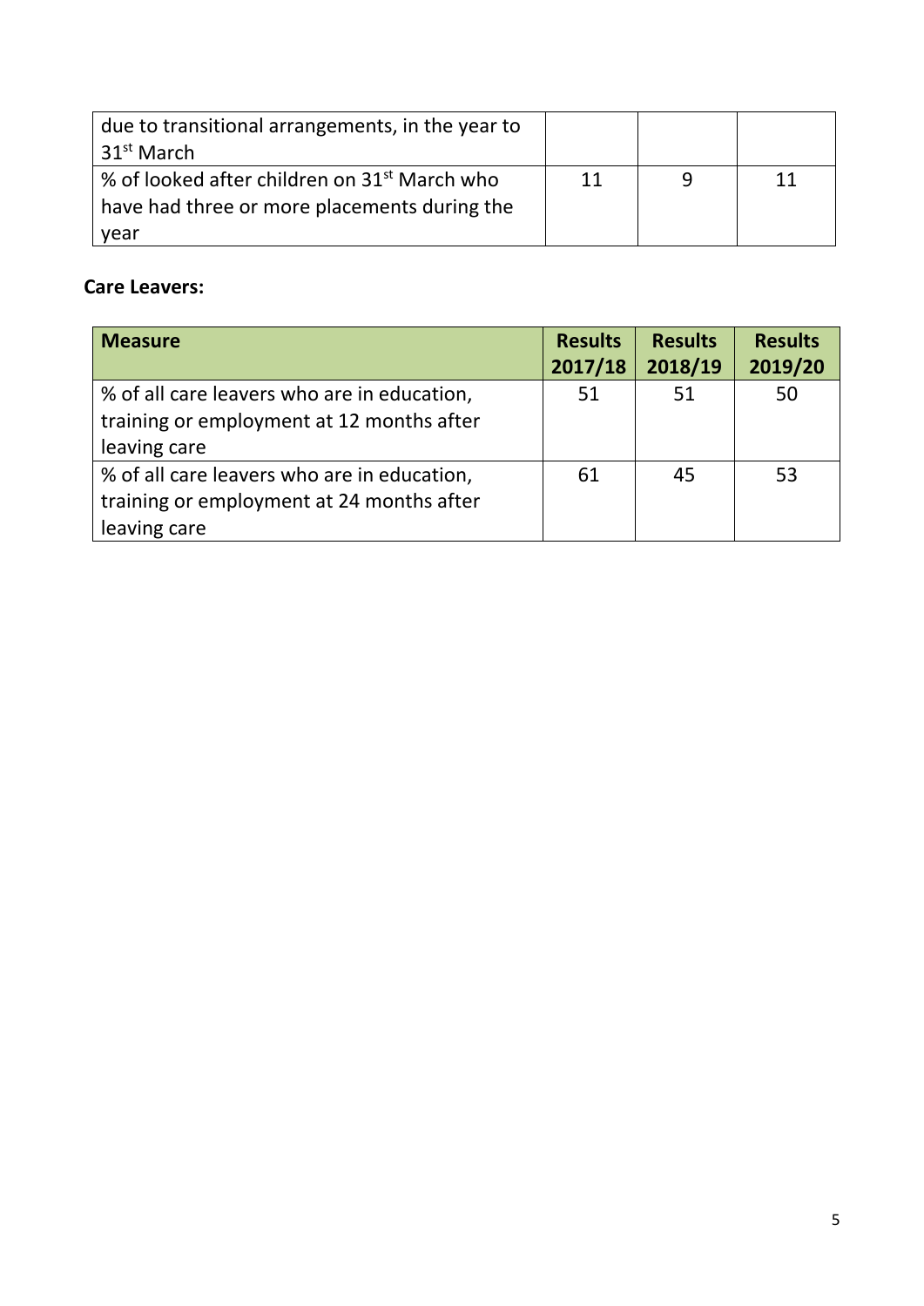| | | | |
|---|---|---|---|
| due to transitional arrangements, in the year to 31st March | | | |
| % of looked after children on 31st March who have had three or more placements during the year | 11 | 9 | 11 |

**Care Leavers:**

| Measure | Results 2017/18 | Results 2018/19 | Results 2019/20 |
|---|---|---|---|
| % of all care leavers who are in education, training or employment at 12 months after leaving care | 51 | 51 | 50 |
| % of all care leavers who are in education, training or employment at 24 months after leaving care | 61 | 45 | 53 |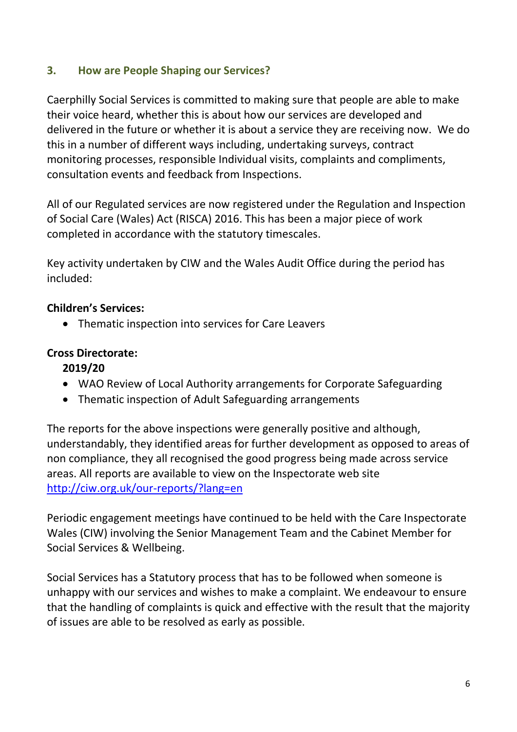## 3. How are People Shaping our Services?

Caerphilly Social Services is committed to making sure that people are able to make their voice heard, whether this is about how our services are developed and delivered in the future or whether it is about a service they are receiving now. We do this in a number of different ways including, undertaking surveys, contract monitoring processes, responsible Individual visits, complaints and compliments, consultation events and feedback from Inspections.

All of our Regulated services are now registered under the Regulation and Inspection of Social Care (Wales) Act (RISCA) 2016. This has been a major piece of work completed in accordance with the statutory timescales.

Key activity undertaken by CIW and the Wales Audit Office during the period has included:

**Children's Services:**

- Thematic inspection into services for Care Leavers

**Cross Directorate:**

**2019/20**

- WAO Review of Local Authority arrangements for Corporate Safeguarding
- Thematic inspection of Adult Safeguarding arrangements

The reports for the above inspections were generally positive and although, understandably, they identified areas for further development as opposed to areas of non compliance, they all recognised the good progress being made across service areas. All reports are available to view on the Inspectorate web site [http://ciw.org.uk/our-reports/?lang=en](http://ciw.org.uk/our-reports/?lang=en)

Periodic engagement meetings have continued to be held with the Care Inspectorate Wales (CIW) involving the Senior Management Team and the Cabinet Member for Social Services & Wellbeing.

Social Services has a Statutory process that has to be followed when someone is unhappy with our services and wishes to make a complaint. We endeavour to ensure that the handling of complaints is quick and effective with the result that the majority of issues are able to be resolved as early as possible.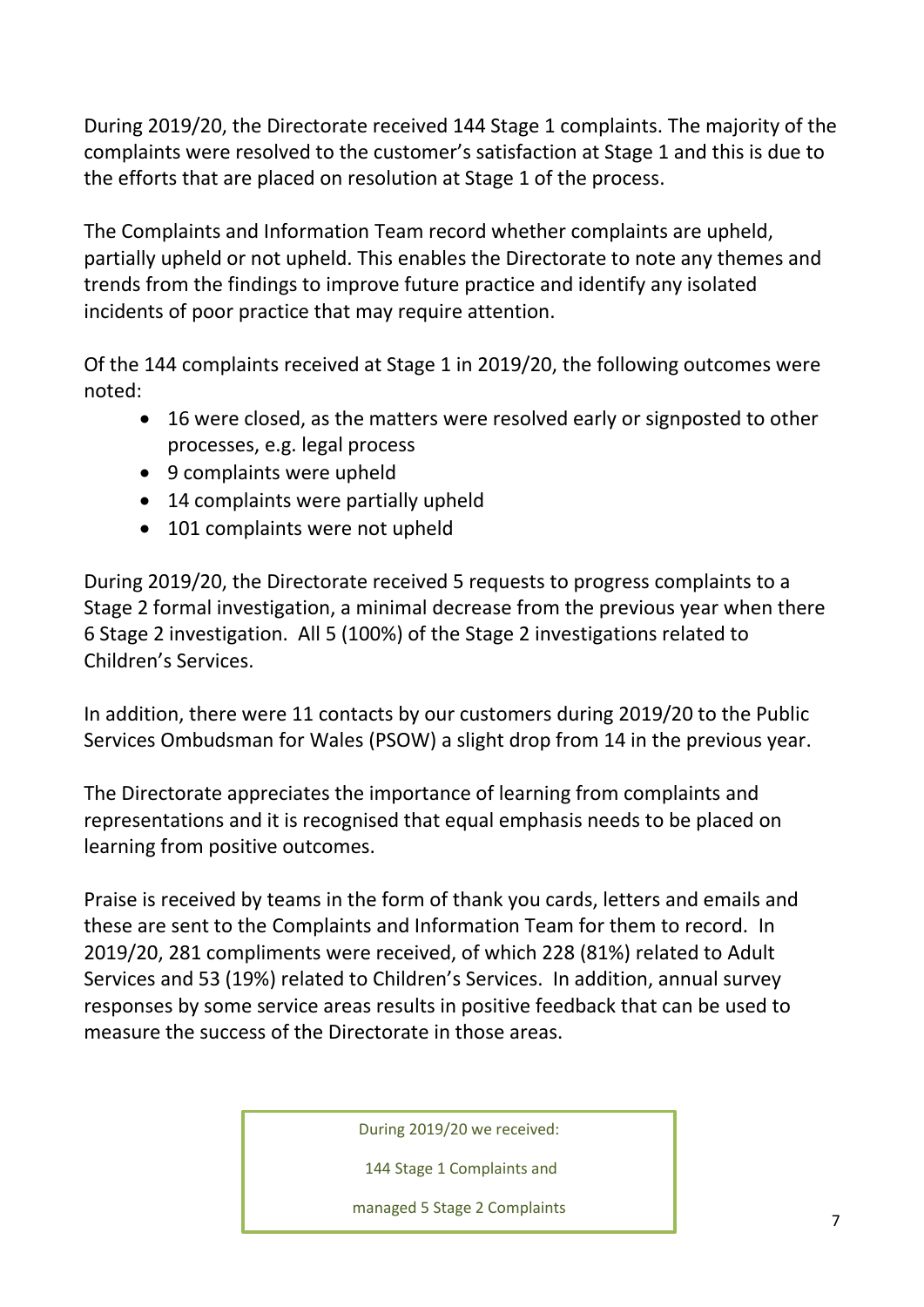During 2019/20, the Directorate received 144 Stage 1 complaints. The majority of the complaints were resolved to the customer's satisfaction at Stage 1 and this is due to the efforts that are placed on resolution at Stage 1 of the process.

The Complaints and Information Team record whether complaints are upheld, partially upheld or not upheld. This enables the Directorate to note any themes and trends from the findings to improve future practice and identify any isolated incidents of poor practice that may require attention.

Of the 144 complaints received at Stage 1 in 2019/20, the following outcomes were noted:

- 16 were closed, as the matters were resolved early or signposted to other processes, e.g. legal process
- 9 complaints were upheld
- 14 complaints were partially upheld
- 101 complaints were not upheld

During 2019/20, the Directorate received 5 requests to progress complaints to a Stage 2 formal investigation, a minimal decrease from the previous year when there 6 Stage 2 investigation. All 5 (100%) of the Stage 2 investigations related to Children's Services.

In addition, there were 11 contacts by our customers during 2019/20 to the Public Services Ombudsman for Wales (PSOW) a slight drop from 14 in the previous year.

The Directorate appreciates the importance of learning from complaints and representations and it is recognised that equal emphasis needs to be placed on learning from positive outcomes.

Praise is received by teams in the form of thank you cards, letters and emails and these are sent to the Complaints and Information Team for them to record. In 2019/20, 281 compliments were received, of which 228 (81%) related to Adult Services and 53 (19%) related to Children's Services. In addition, annual survey responses by some service areas results in positive feedback that can be used to measure the success of the Directorate in those areas.

During 2019/20 we received:

144 Stage 1 Complaints and

managed 5 Stage 2 Complaints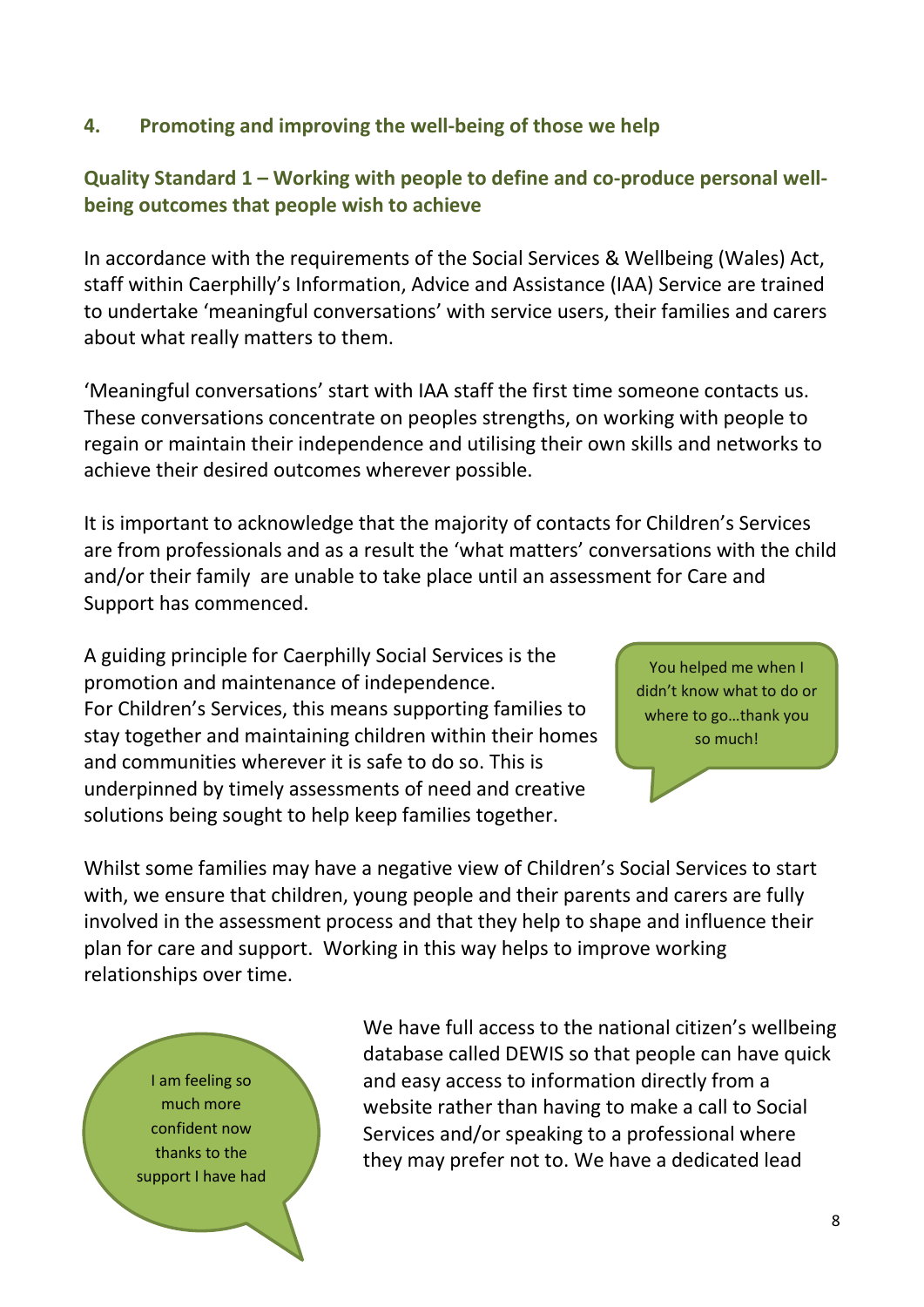## 4. Promoting and improving the well-being of those we help

### Quality Standard 1 – Working with people to define and co-produce personal well-being outcomes that people wish to achieve

In accordance with the requirements of the Social Services & Wellbeing (Wales) Act, staff within Caerphilly's Information, Advice and Assistance (IAA) Service are trained to undertake 'meaningful conversations' with service users, their families and carers about what really matters to them.

'Meaningful conversations' start with IAA staff the first time someone contacts us. These conversations concentrate on peoples strengths, on working with people to regain or maintain their independence and utilising their own skills and networks to achieve their desired outcomes wherever possible.

It is important to acknowledge that the majority of contacts for Children's Services are from professionals and as a result the 'what matters' conversations with the child and/or their family are unable to take place until an assessment for Care and Support has commenced.

A guiding principle for Caerphilly Social Services is the promotion and maintenance of independence. For Children's Services, this means supporting families to stay together and maintaining children within their homes and communities wherever it is safe to do so. This is underpinned by timely assessments of need and creative solutions being sought to help keep families together.

> You helped me when I didn't know what to do or where to go…thank you so much!

Whilst some families may have a negative view of Children's Social Services to start with, we ensure that children, young people and their parents and carers are fully involved in the assessment process and that they help to shape and influence their plan for care and support. Working in this way helps to improve working relationships over time.

> I am feeling so much more confident now thanks to the support I have had

We have full access to the national citizen's wellbeing database called DEWIS so that people can have quick and easy access to information directly from a website rather than having to make a call to Social Services and/or speaking to a professional where they may prefer not to. We have a dedicated lead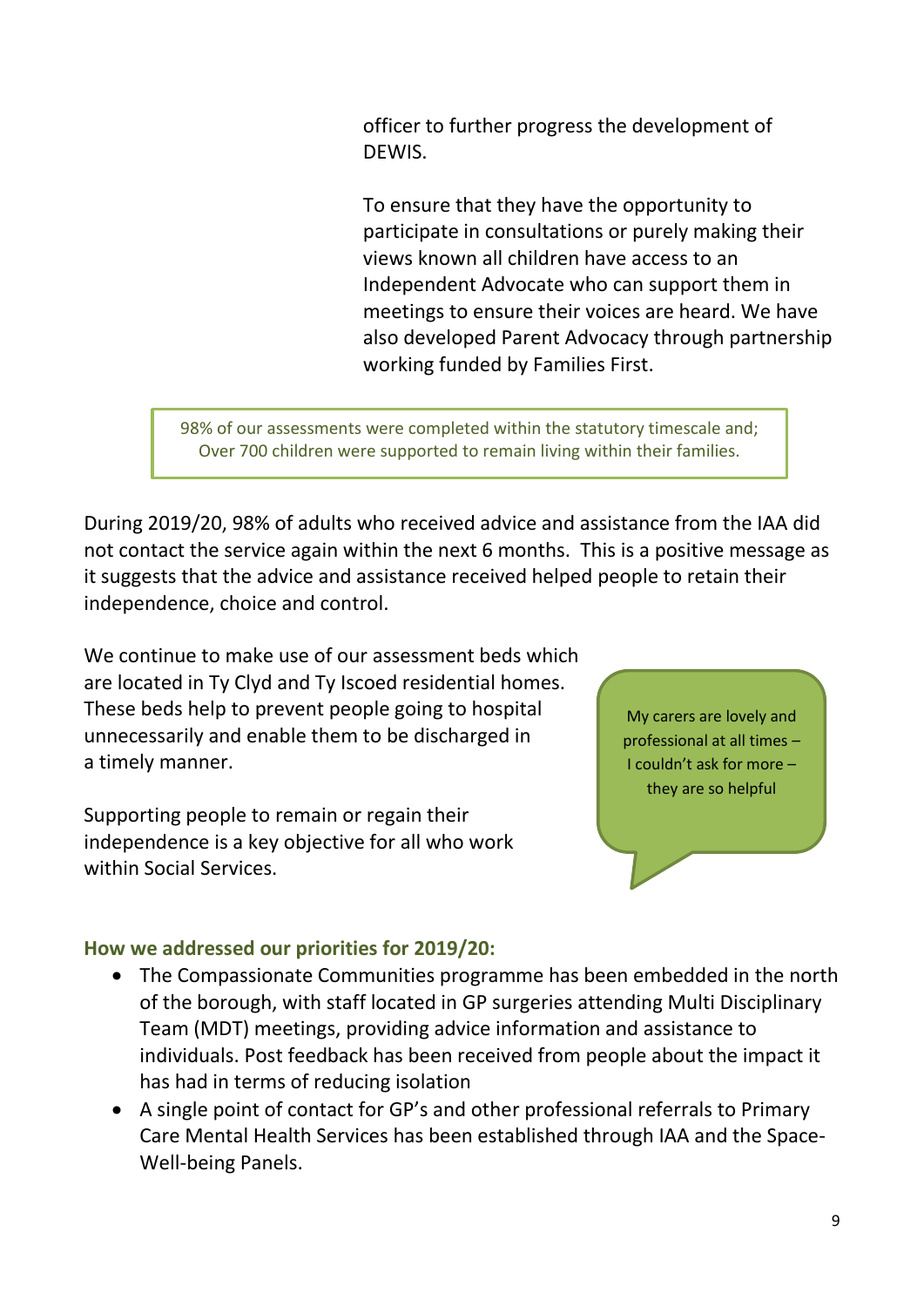officer to further progress the development of DEWIS.

To ensure that they have the opportunity to participate in consultations or purely making their views known all children have access to an Independent Advocate who can support them in meetings to ensure their voices are heard. We have also developed Parent Advocacy through partnership working funded by Families First.

98% of our assessments were completed within the statutory timescale and;
Over 700 children were supported to remain living within their families.

During 2019/20, 98% of adults who received advice and assistance from the IAA did not contact the service again within the next 6 months. This is a positive message as it suggests that the advice and assistance received helped people to retain their independence, choice and control.

We continue to make use of our assessment beds which are located in Ty Clyd and Ty Iscoed residential homes. These beds help to prevent people going to hospital unnecessarily and enable them to be discharged in a timely manner.

My carers are lovely and professional at all times – I couldn't ask for more – they are so helpful

Supporting people to remain or regain their independence is a key objective for all who work within Social Services.

### How we addressed our priorities for 2019/20:

- The Compassionate Communities programme has been embedded in the north of the borough, with staff located in GP surgeries attending Multi Disciplinary Team (MDT) meetings, providing advice information and assistance to individuals. Post feedback has been received from people about the impact it has had in terms of reducing isolation
- A single point of contact for GP's and other professional referrals to Primary Care Mental Health Services has been established through IAA and the Space-Well-being Panels.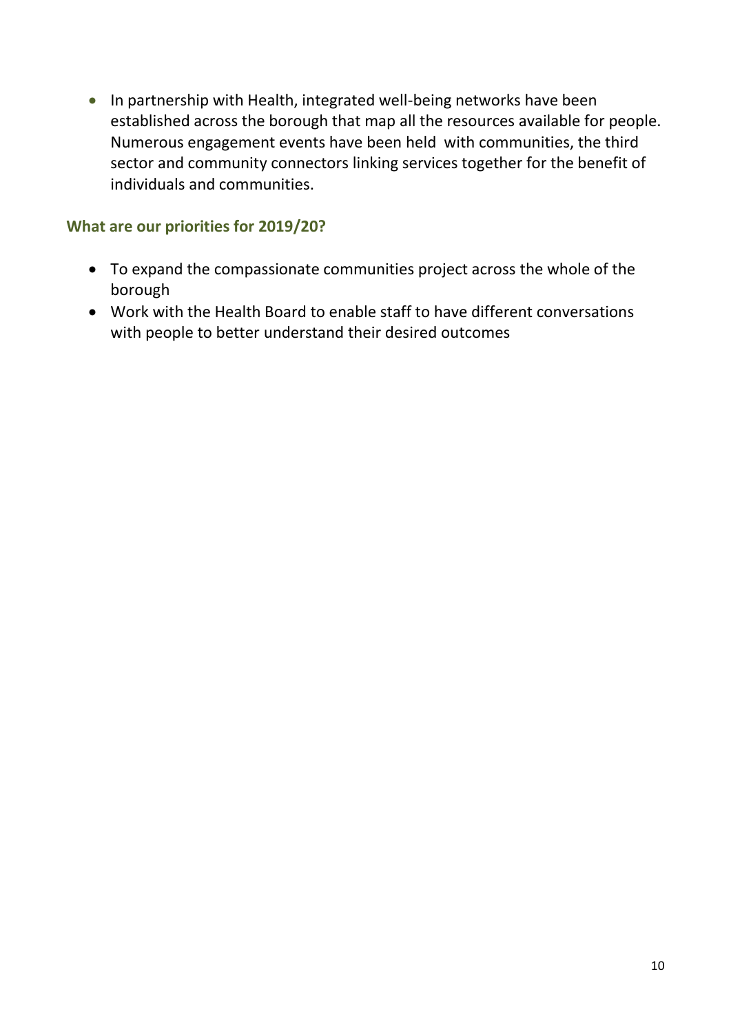- In partnership with Health, integrated well-being networks have been established across the borough that map all the resources available for people. Numerous engagement events have been held with communities, the third sector and community connectors linking services together for the benefit of individuals and communities.

### What are our priorities for 2019/20?

- To expand the compassionate communities project across the whole of the borough
- Work with the Health Board to enable staff to have different conversations with people to better understand their desired outcomes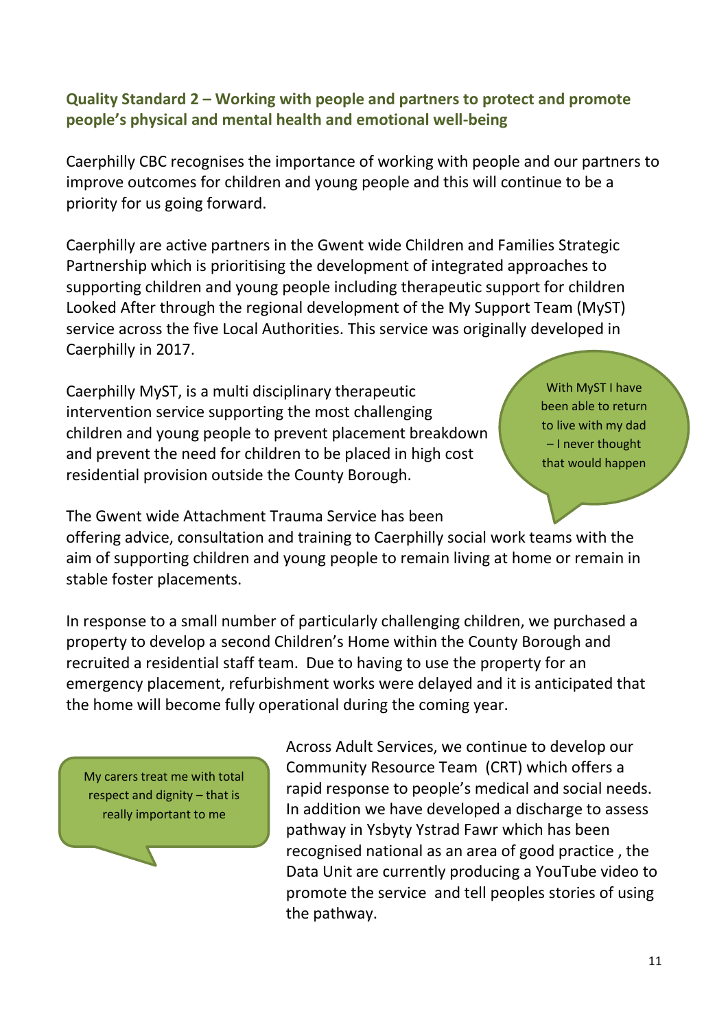## Quality Standard 2 – Working with people and partners to protect and promote people's physical and mental health and emotional well-being

Caerphilly CBC recognises the importance of working with people and our partners to improve outcomes for children and young people and this will continue to be a priority for us going forward.

Caerphilly are active partners in the Gwent wide Children and Families Strategic Partnership which is prioritising the development of integrated approaches to supporting children and young people including therapeutic support for children Looked After through the regional development of the My Support Team (MyST) service across the five Local Authorities. This service was originally developed in Caerphilly in 2017.

Caerphilly MyST, is a multi disciplinary therapeutic intervention service supporting the most challenging children and young people to prevent placement breakdown and prevent the need for children to be placed in high cost residential provision outside the County Borough.

> With MyST I have been able to return to live with my dad – I never thought that would happen

The Gwent wide Attachment Trauma Service has been offering advice, consultation and training to Caerphilly social work teams with the aim of supporting children and young people to remain living at home or remain in stable foster placements.

In response to a small number of particularly challenging children, we purchased a property to develop a second Children's Home within the County Borough and recruited a residential staff team. Due to having to use the property for an emergency placement, refurbishment works were delayed and it is anticipated that the home will become fully operational during the coming year.

> My carers treat me with total respect and dignity – that is really important to me

Across Adult Services, we continue to develop our Community Resource Team (CRT) which offers a rapid response to people's medical and social needs. In addition we have developed a discharge to assess pathway in Ysbyty Ystrad Fawr which has been recognised national as an area of good practice , the Data Unit are currently producing a YouTube video to promote the service and tell peoples stories of using the pathway.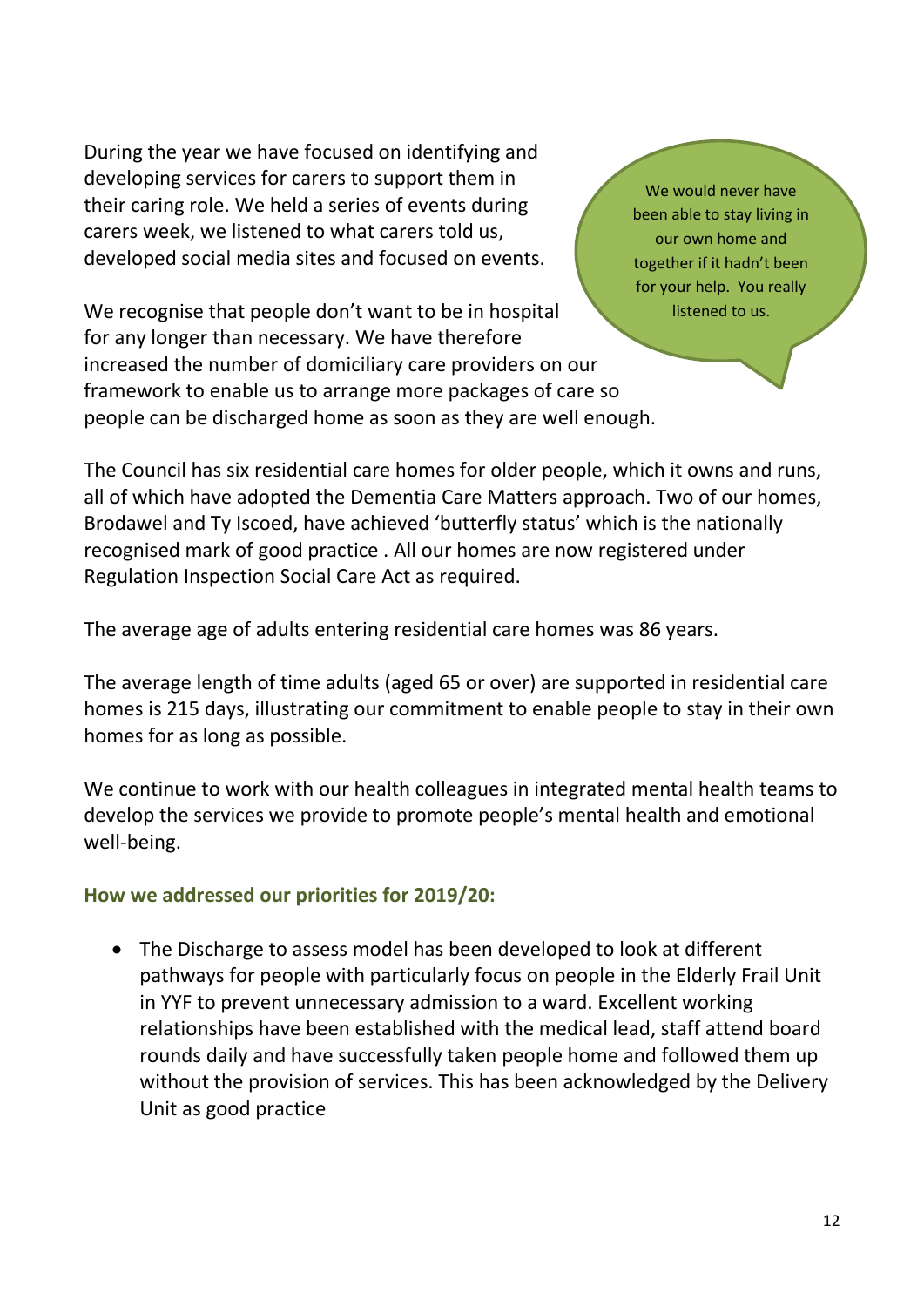During the year we have focused on identifying and developing services for carers to support them in their caring role. We held a series of events during carers week, we listened to what carers told us, developed social media sites and focused on events.

> We would never have been able to stay living in our own home and together if it hadn't been for your help. You really listened to us.

We recognise that people don't want to be in hospital for any longer than necessary. We have therefore increased the number of domiciliary care providers on our framework to enable us to arrange more packages of care so people can be discharged home as soon as they are well enough.

The Council has six residential care homes for older people, which it owns and runs, all of which have adopted the Dementia Care Matters approach. Two of our homes, Brodawel and Ty Iscoed, have achieved 'butterfly status' which is the nationally recognised mark of good practice . All our homes are now registered under Regulation Inspection Social Care Act as required.

The average age of adults entering residential care homes was 86 years.

The average length of time adults (aged 65 or over) are supported in residential care homes is 215 days, illustrating our commitment to enable people to stay in their own homes for as long as possible.

We continue to work with our health colleagues in integrated mental health teams to develop the services we provide to promote people's mental health and emotional well-being.

### How we addressed our priorities for 2019/20:

- The Discharge to assess model has been developed to look at different pathways for people with particularly focus on people in the Elderly Frail Unit in YYF to prevent unnecessary admission to a ward. Excellent working relationships have been established with the medical lead, staff attend board rounds daily and have successfully taken people home and followed them up without the provision of services. This has been acknowledged by the Delivery Unit as good practice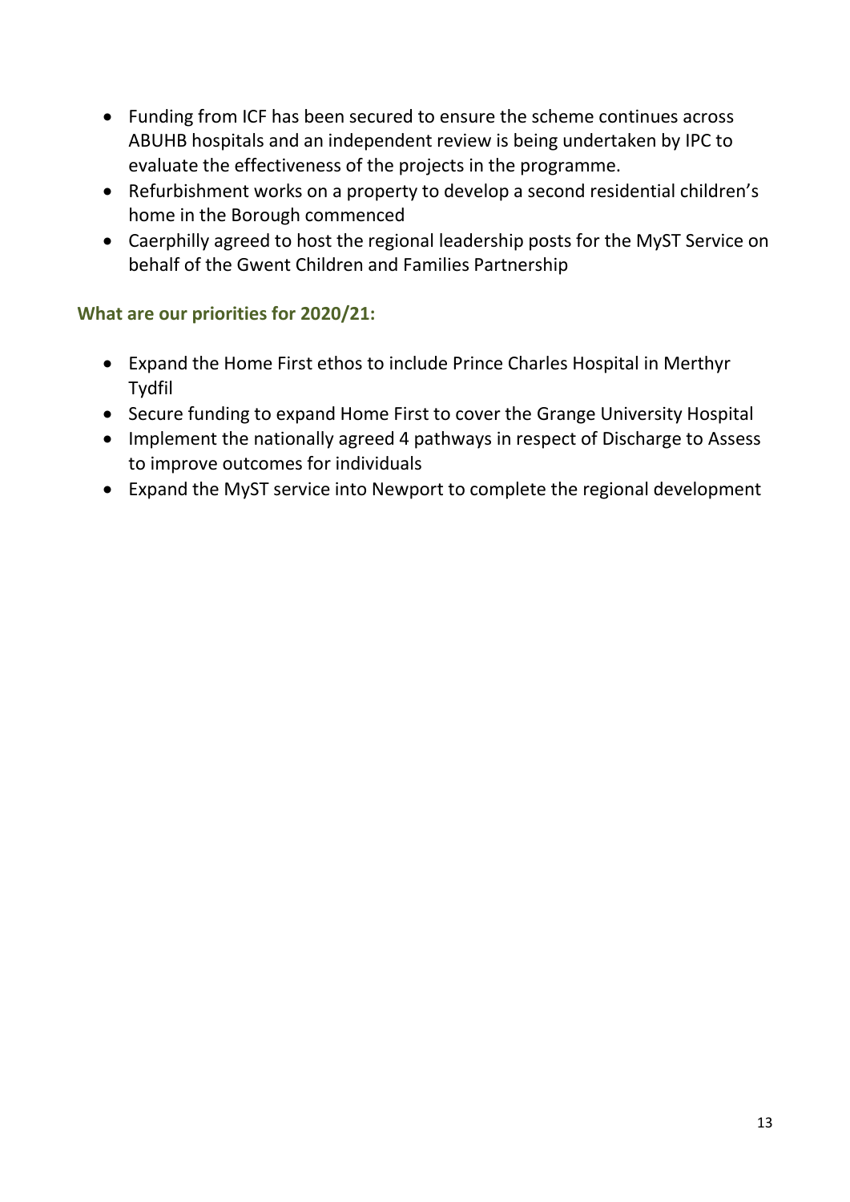- Funding from ICF has been secured to ensure the scheme continues across ABUHB hospitals and an independent review is being undertaken by IPC to evaluate the effectiveness of the projects in the programme.
- Refurbishment works on a property to develop a second residential children's home in the Borough commenced
- Caerphilly agreed to host the regional leadership posts for the MyST Service on behalf of the Gwent Children and Families Partnership

### What are our priorities for 2020/21:

- Expand the Home First ethos to include Prince Charles Hospital in Merthyr Tydfil
- Secure funding to expand Home First to cover the Grange University Hospital
- Implement the nationally agreed 4 pathways in respect of Discharge to Assess to improve outcomes for individuals
- Expand the MyST service into Newport to complete the regional development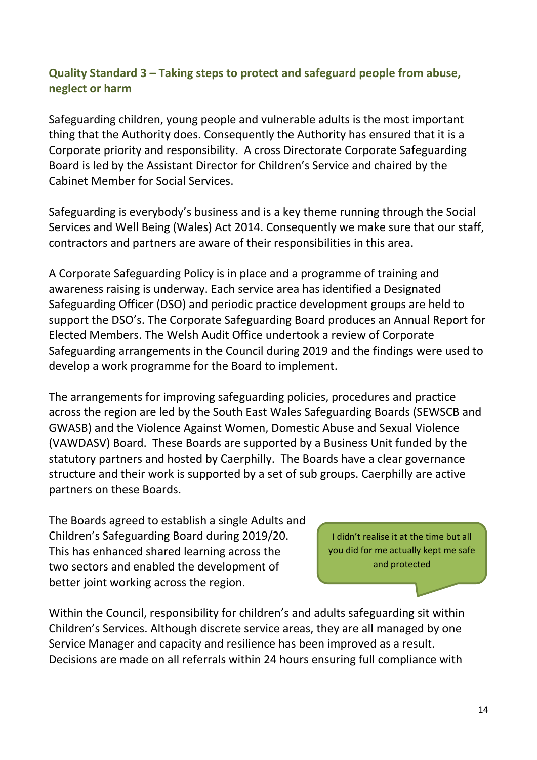### Quality Standard 3 – Taking steps to protect and safeguard people from abuse, neglect or harm

Safeguarding children, young people and vulnerable adults is the most important thing that the Authority does. Consequently the Authority has ensured that it is a Corporate priority and responsibility. A cross Directorate Corporate Safeguarding Board is led by the Assistant Director for Children's Service and chaired by the Cabinet Member for Social Services.

Safeguarding is everybody's business and is a key theme running through the Social Services and Well Being (Wales) Act 2014. Consequently we make sure that our staff, contractors and partners are aware of their responsibilities in this area.

A Corporate Safeguarding Policy is in place and a programme of training and awareness raising is underway. Each service area has identified a Designated Safeguarding Officer (DSO) and periodic practice development groups are held to support the DSO's. The Corporate Safeguarding Board produces an Annual Report for Elected Members. The Welsh Audit Office undertook a review of Corporate Safeguarding arrangements in the Council during 2019 and the findings were used to develop a work programme for the Board to implement.

The arrangements for improving safeguarding policies, procedures and practice across the region are led by the South East Wales Safeguarding Boards (SEWSCB and GWASB) and the Violence Against Women, Domestic Abuse and Sexual Violence (VAWDASV) Board. These Boards are supported by a Business Unit funded by the statutory partners and hosted by Caerphilly. The Boards have a clear governance structure and their work is supported by a set of sub groups. Caerphilly are active partners on these Boards.

The Boards agreed to establish a single Adults and Children's Safeguarding Board during 2019/20. This has enhanced shared learning across the two sectors and enabled the development of better joint working across the region.

> I didn't realise it at the time but all you did for me actually kept me safe and protected

Within the Council, responsibility for children's and adults safeguarding sit within Children's Services. Although discrete service areas, they are all managed by one Service Manager and capacity and resilience has been improved as a result. Decisions are made on all referrals within 24 hours ensuring full compliance with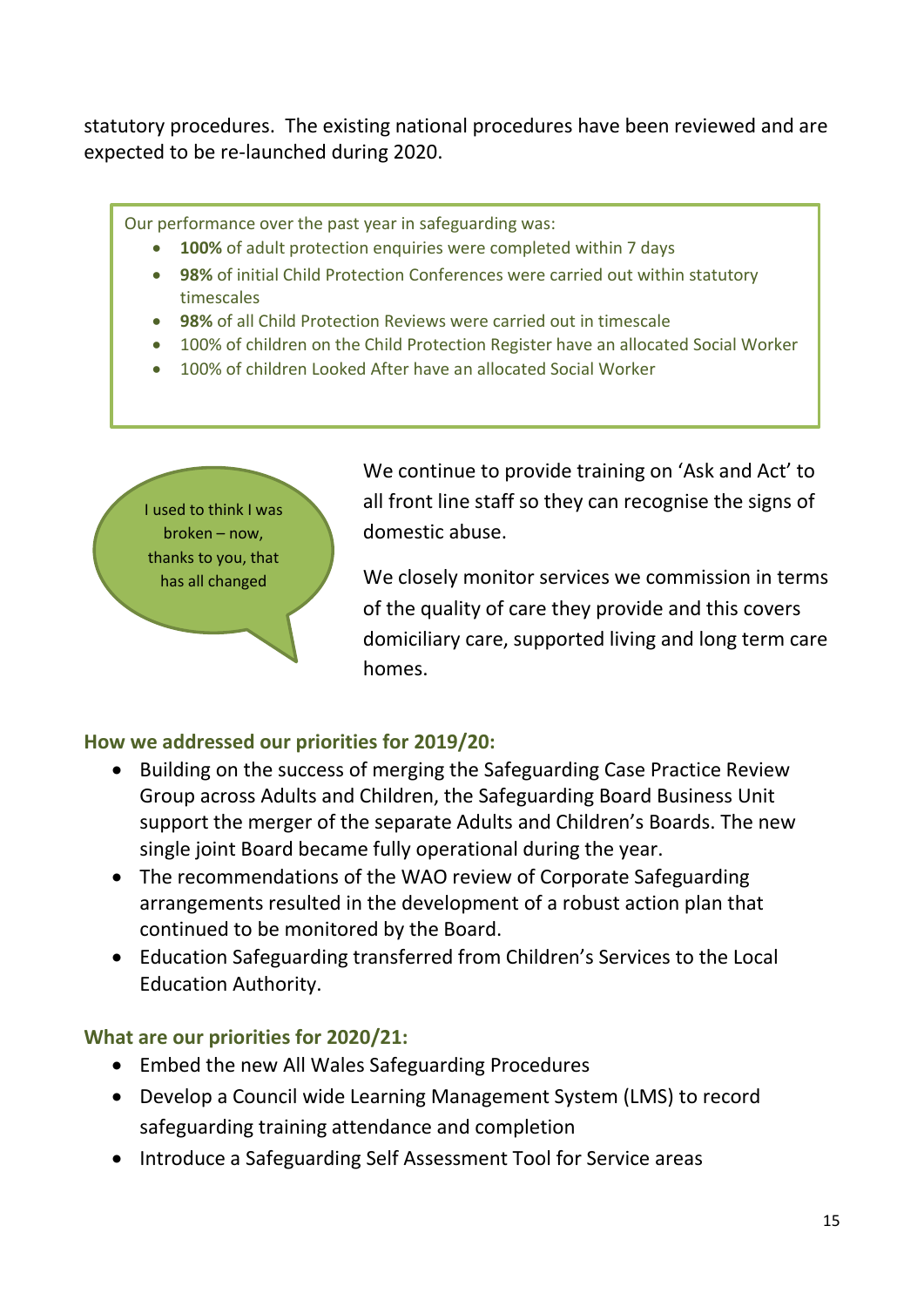statutory procedures. The existing national procedures have been reviewed and are expected to be re-launched during 2020.

Our performance over the past year in safeguarding was:

- **100%** of adult protection enquiries were completed within 7 days
- **98%** of initial Child Protection Conferences were carried out within statutory timescales
- **98%** of all Child Protection Reviews were carried out in timescale
- 100% of children on the Child Protection Register have an allocated Social Worker
- 100% of children Looked After have an allocated Social Worker

I used to think I was broken – now, thanks to you, that has all changed

We continue to provide training on 'Ask and Act' to all front line staff so they can recognise the signs of domestic abuse.

We closely monitor services we commission in terms of the quality of care they provide and this covers domiciliary care, supported living and long term care homes.

### How we addressed our priorities for 2019/20:

- Building on the success of merging the Safeguarding Case Practice Review Group across Adults and Children, the Safeguarding Board Business Unit support the merger of the separate Adults and Children's Boards. The new single joint Board became fully operational during the year.
- The recommendations of the WAO review of Corporate Safeguarding arrangements resulted in the development of a robust action plan that continued to be monitored by the Board.
- Education Safeguarding transferred from Children's Services to the Local Education Authority.

### What are our priorities for 2020/21:

- Embed the new All Wales Safeguarding Procedures
- Develop a Council wide Learning Management System (LMS) to record safeguarding training attendance and completion
- Introduce a Safeguarding Self Assessment Tool for Service areas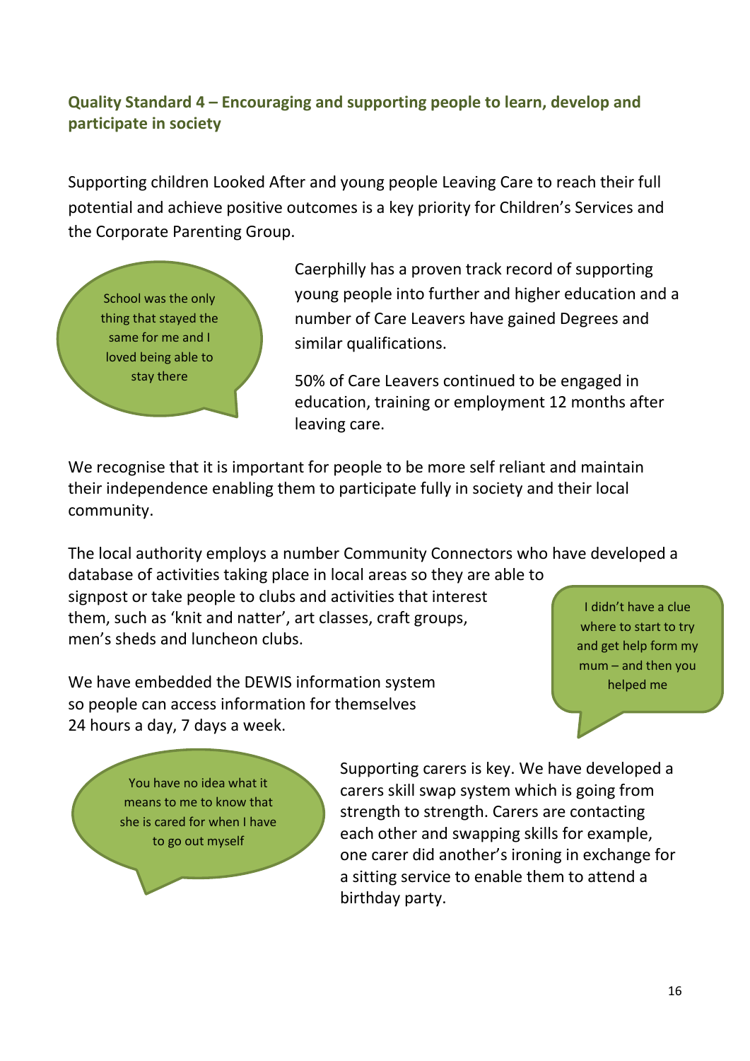### Quality Standard 4 – Encouraging and supporting people to learn, develop and participate in society

Supporting children Looked After and young people Leaving Care to reach their full potential and achieve positive outcomes is a key priority for Children's Services and the Corporate Parenting Group.

> School was the only thing that stayed the same for me and I loved being able to stay there

Caerphilly has a proven track record of supporting young people into further and higher education and a number of Care Leavers have gained Degrees and similar qualifications.

50% of Care Leavers continued to be engaged in education, training or employment 12 months after leaving care.

We recognise that it is important for people to be more self reliant and maintain their independence enabling them to participate fully in society and their local community.

The local authority employs a number Community Connectors who have developed a database of activities taking place in local areas so they are able to signpost or take people to clubs and activities that interest them, such as 'knit and natter', art classes, craft groups, men's sheds and luncheon clubs.

> I didn't have a clue where to start to try and get help form my mum – and then you helped me

We have embedded the DEWIS information system so people can access information for themselves 24 hours a day, 7 days a week.

> You have no idea what it means to me to know that she is cared for when I have to go out myself

Supporting carers is key. We have developed a carers skill swap system which is going from strength to strength. Carers are contacting each other and swapping skills for example, one carer did another's ironing in exchange for a sitting service to enable them to attend a birthday party.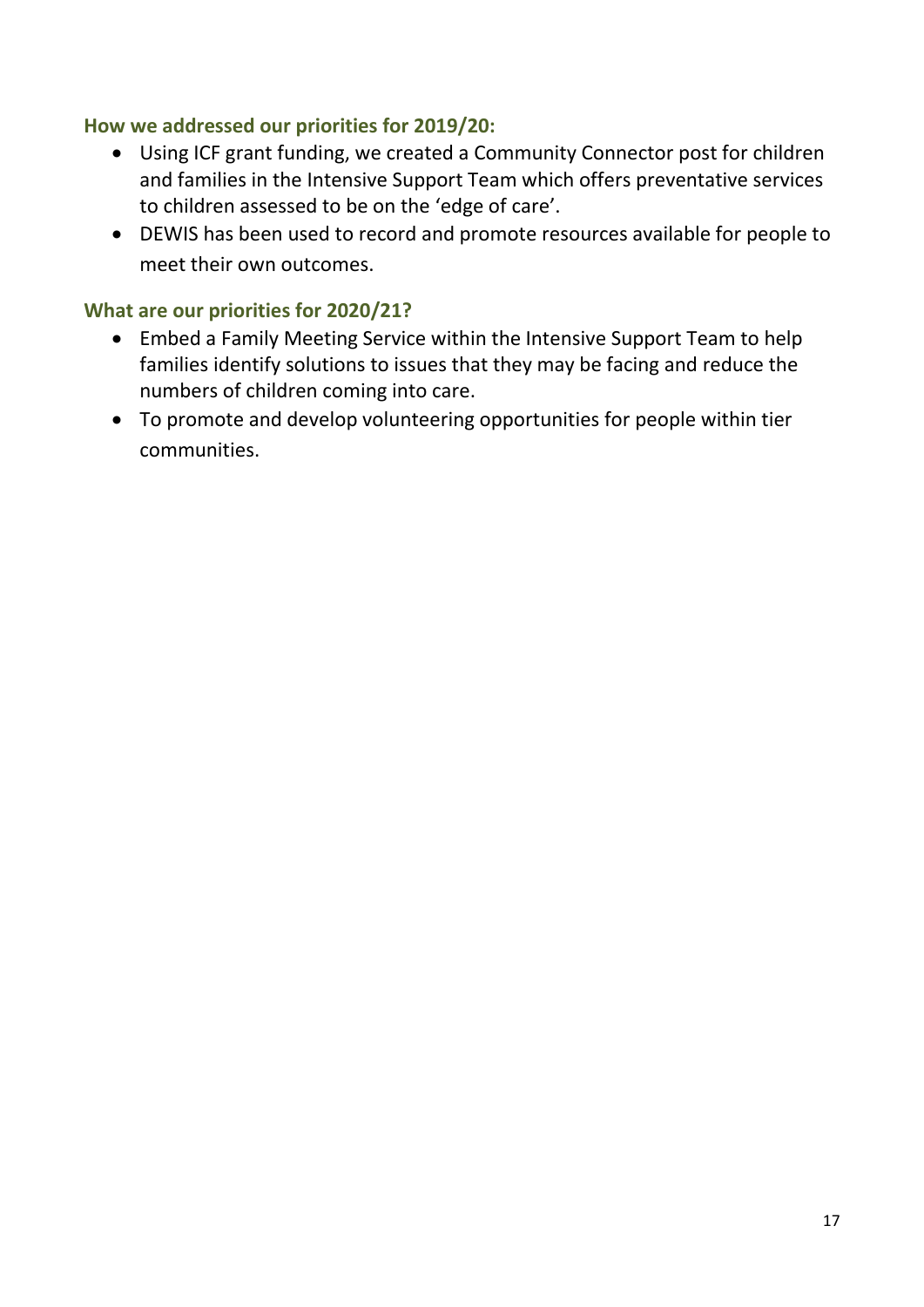### How we addressed our priorities for 2019/20:

- Using ICF grant funding, we created a Community Connector post for children and families in the Intensive Support Team which offers preventative services to children assessed to be on the 'edge of care'.
- DEWIS has been used to record and promote resources available for people to meet their own outcomes.

### What are our priorities for 2020/21?

- Embed a Family Meeting Service within the Intensive Support Team to help families identify solutions to issues that they may be facing and reduce the numbers of children coming into care.
- To promote and develop volunteering opportunities for people within tier communities.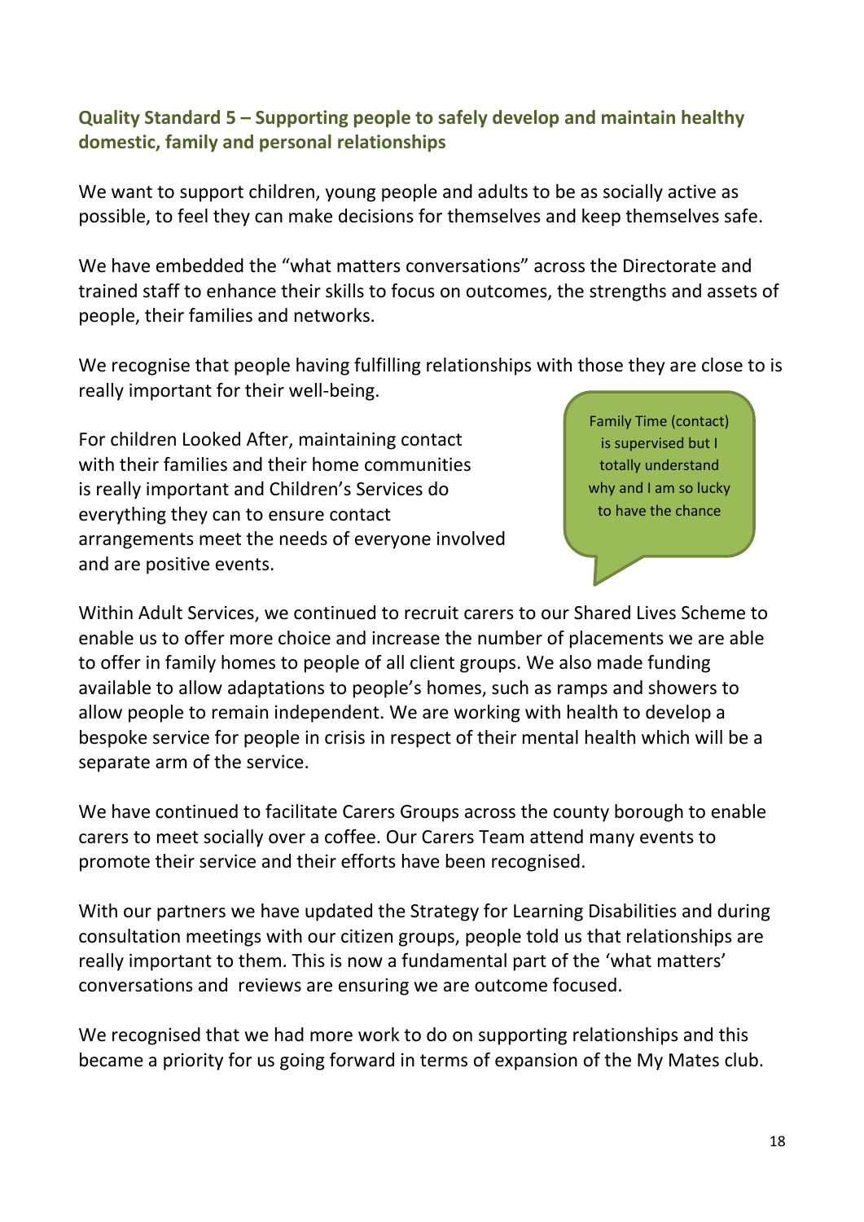## Quality Standard 5 – Supporting people to safely develop and maintain healthy domestic, family and personal relationships

We want to support children, young people and adults to be as socially active as possible, to feel they can make decisions for themselves and keep themselves safe.

We have embedded the "what matters conversations" across the Directorate and trained staff to enhance their skills to focus on outcomes, the strengths and assets of people, their families and networks.

We recognise that people having fulfilling relationships with those they are close to is really important for their well-being.

For children Looked After, maintaining contact with their families and their home communities is really important and Children's Services do everything they can to ensure contact arrangements meet the needs of everyone involved and are positive events.

Family Time (contact) is supervised but I totally understand why and I am so lucky to have the chance

Within Adult Services, we continued to recruit carers to our Shared Lives Scheme to enable us to offer more choice and increase the number of placements we are able to offer in family homes to people of all client groups. We also made funding available to allow adaptations to people's homes, such as ramps and showers to allow people to remain independent. We are working with health to develop a bespoke service for people in crisis in respect of their mental health which will be a separate arm of the service.

We have continued to facilitate Carers Groups across the county borough to enable carers to meet socially over a coffee. Our Carers Team attend many events to promote their service and their efforts have been recognised.

With our partners we have updated the Strategy for Learning Disabilities and during consultation meetings with our citizen groups, people told us that relationships are really important to them. This is now a fundamental part of the 'what matters' conversations and reviews are ensuring we are outcome focused.

We recognised that we had more work to do on supporting relationships and this became a priority for us going forward in terms of expansion of the My Mates club.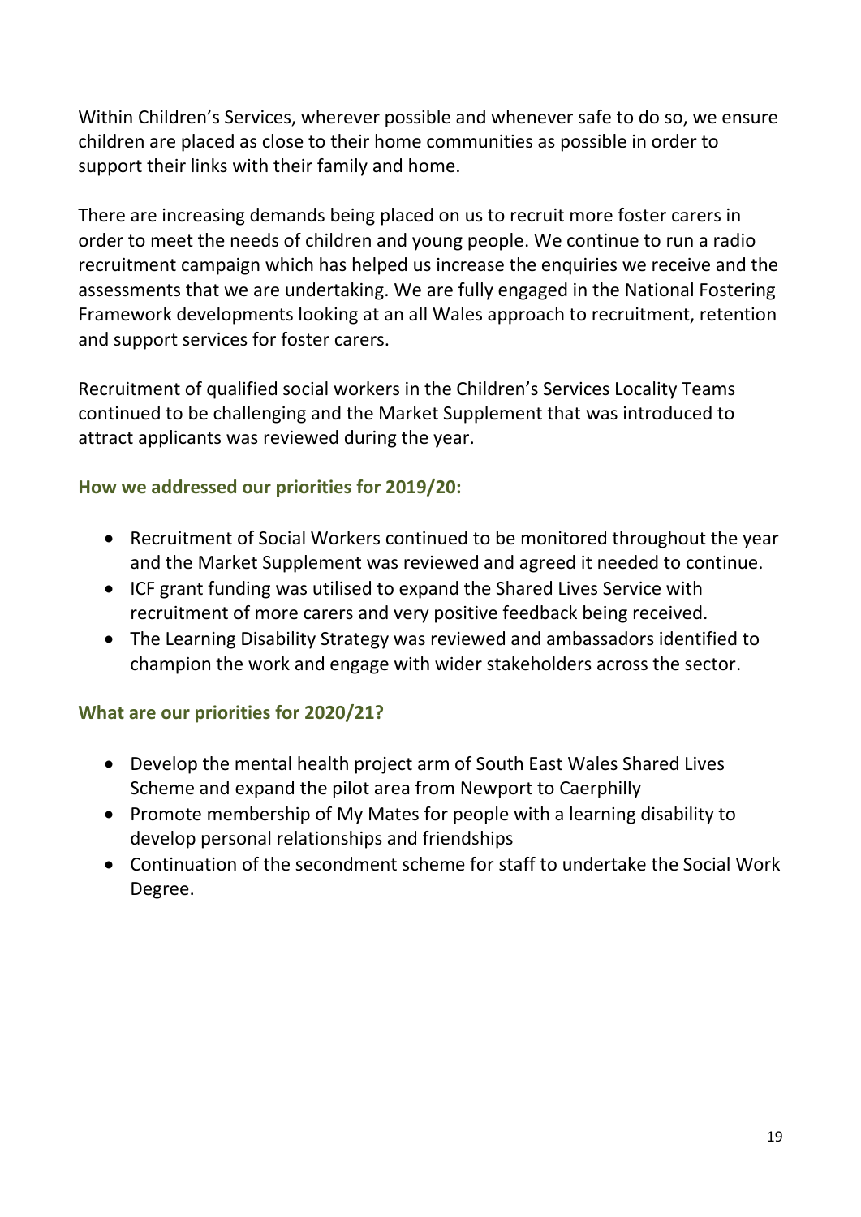Within Children's Services, wherever possible and whenever safe to do so, we ensure children are placed as close to their home communities as possible in order to support their links with their family and home.

There are increasing demands being placed on us to recruit more foster carers in order to meet the needs of children and young people. We continue to run a radio recruitment campaign which has helped us increase the enquiries we receive and the assessments that we are undertaking. We are fully engaged in the National Fostering Framework developments looking at an all Wales approach to recruitment, retention and support services for foster carers.

Recruitment of qualified social workers in the Children's Services Locality Teams continued to be challenging and the Market Supplement that was introduced to attract applicants was reviewed during the year.

### How we addressed our priorities for 2019/20:

- Recruitment of Social Workers continued to be monitored throughout the year and the Market Supplement was reviewed and agreed it needed to continue.
- ICF grant funding was utilised to expand the Shared Lives Service with recruitment of more carers and very positive feedback being received.
- The Learning Disability Strategy was reviewed and ambassadors identified to champion the work and engage with wider stakeholders across the sector.

### What are our priorities for 2020/21?

- Develop the mental health project arm of South East Wales Shared Lives Scheme and expand the pilot area from Newport to Caerphilly
- Promote membership of My Mates for people with a learning disability to develop personal relationships and friendships
- Continuation of the secondment scheme for staff to undertake the Social Work Degree.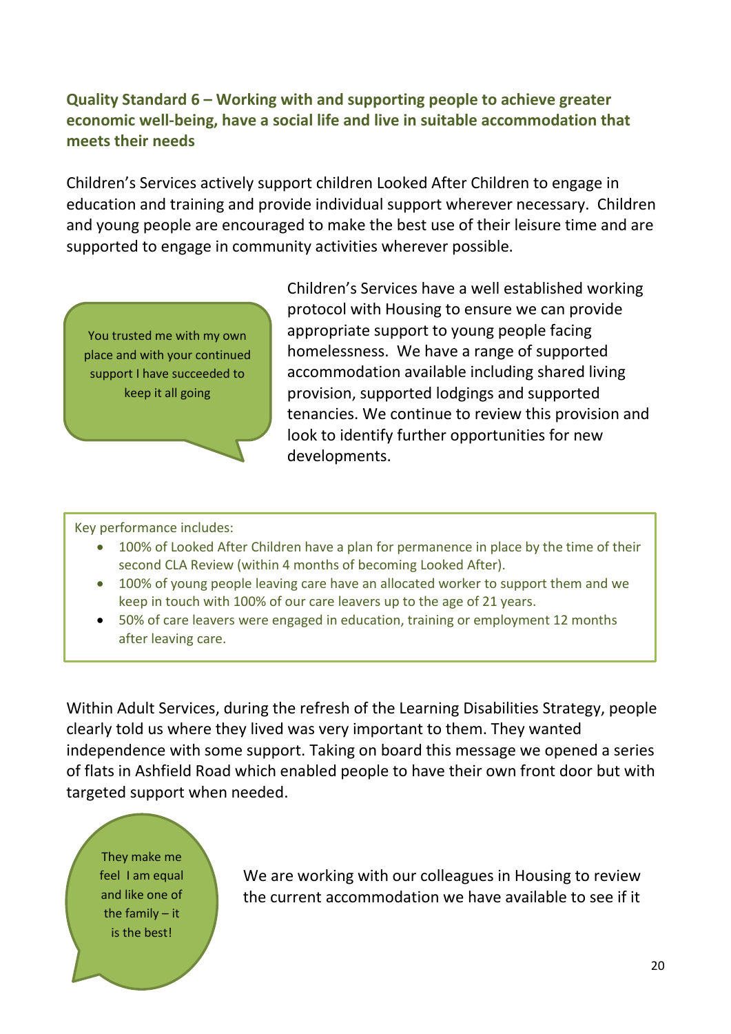### Quality Standard 6 – Working with and supporting people to achieve greater economic well-being, have a social life and live in suitable accommodation that meets their needs

Children's Services actively support children Looked After Children to engage in education and training and provide individual support wherever necessary. Children and young people are encouraged to make the best use of their leisure time and are supported to engage in community activities wherever possible.

> You trusted me with my own place and with your continued support I have succeeded to keep it all going

Children's Services have a well established working protocol with Housing to ensure we can provide appropriate support to young people facing homelessness. We have a range of supported accommodation available including shared living provision, supported lodgings and supported tenancies. We continue to review this provision and look to identify further opportunities for new developments.

Key performance includes:

- 100% of Looked After Children have a plan for permanence in place by the time of their second CLA Review (within 4 months of becoming Looked After).
- 100% of young people leaving care have an allocated worker to support them and we keep in touch with 100% of our care leavers up to the age of 21 years.
- 50% of care leavers were engaged in education, training or employment 12 months after leaving care.

Within Adult Services, during the refresh of the Learning Disabilities Strategy, people clearly told us where they lived was very important to them. They wanted independence with some support. Taking on board this message we opened a series of flats in Ashfield Road which enabled people to have their own front door but with targeted support when needed.

> They make me feel I am equal and like one of the family – it is the best!

We are working with our colleagues in Housing to review the current accommodation we have available to see if it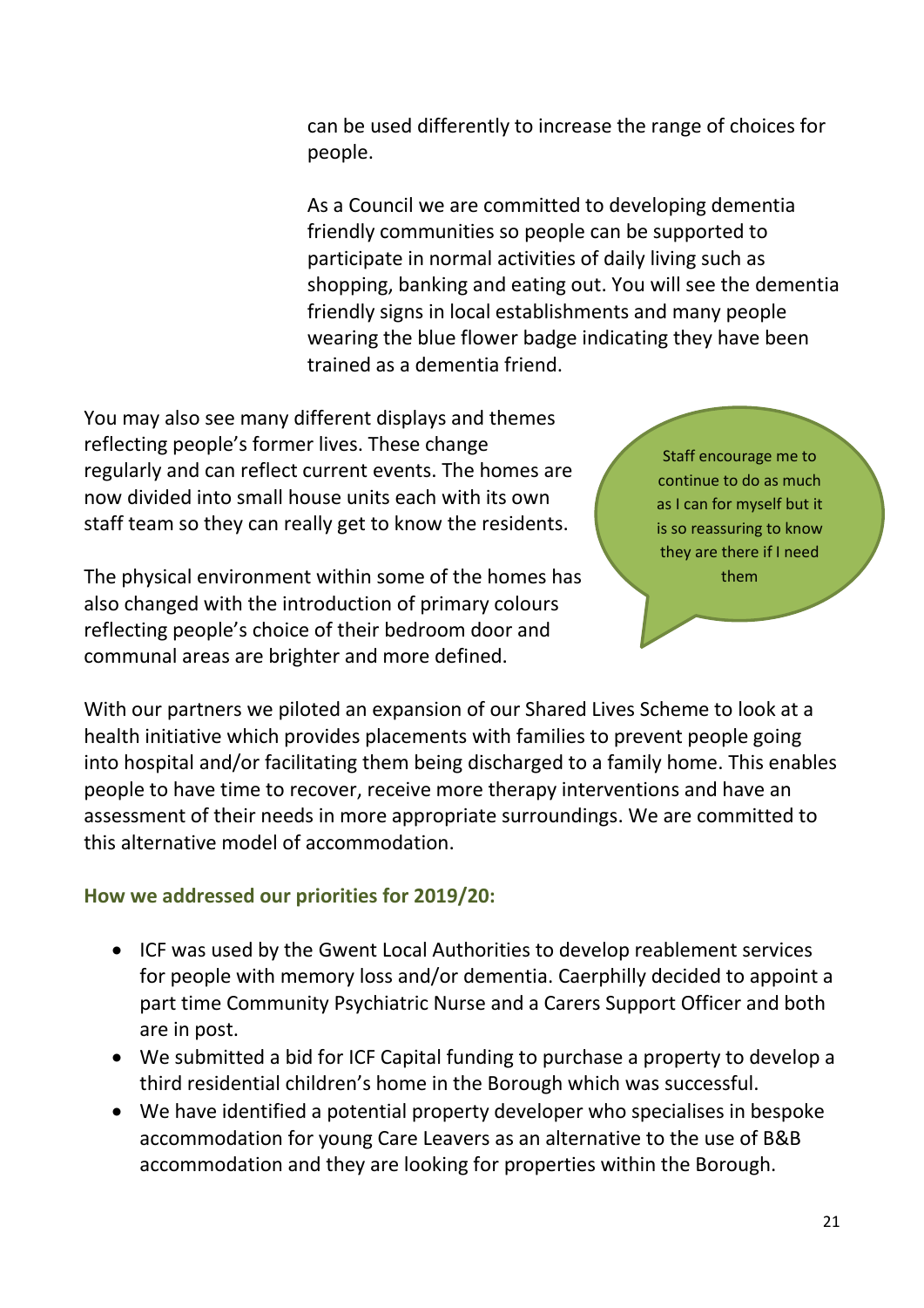can be used differently to increase the range of choices for people.

As a Council we are committed to developing dementia friendly communities so people can be supported to participate in normal activities of daily living such as shopping, banking and eating out. You will see the dementia friendly signs in local establishments and many people wearing the blue flower badge indicating they have been trained as a dementia friend.

You may also see many different displays and themes reflecting people's former lives. These change regularly and can reflect current events. The homes are now divided into small house units each with its own staff team so they can really get to know the residents.

> Staff encourage me to continue to do as much as I can for myself but it is so reassuring to know they are there if I need them

The physical environment within some of the homes has also changed with the introduction of primary colours reflecting people's choice of their bedroom door and communal areas are brighter and more defined.

With our partners we piloted an expansion of our Shared Lives Scheme to look at a health initiative which provides placements with families to prevent people going into hospital and/or facilitating them being discharged to a family home. This enables people to have time to recover, receive more therapy interventions and have an assessment of their needs in more appropriate surroundings. We are committed to this alternative model of accommodation.

### How we addressed our priorities for 2019/20:

- ICF was used by the Gwent Local Authorities to develop reablement services for people with memory loss and/or dementia. Caerphilly decided to appoint a part time Community Psychiatric Nurse and a Carers Support Officer and both are in post.
- We submitted a bid for ICF Capital funding to purchase a property to develop a third residential children's home in the Borough which was successful.
- We have identified a potential property developer who specialises in bespoke accommodation for young Care Leavers as an alternative to the use of B&B accommodation and they are looking for properties within the Borough.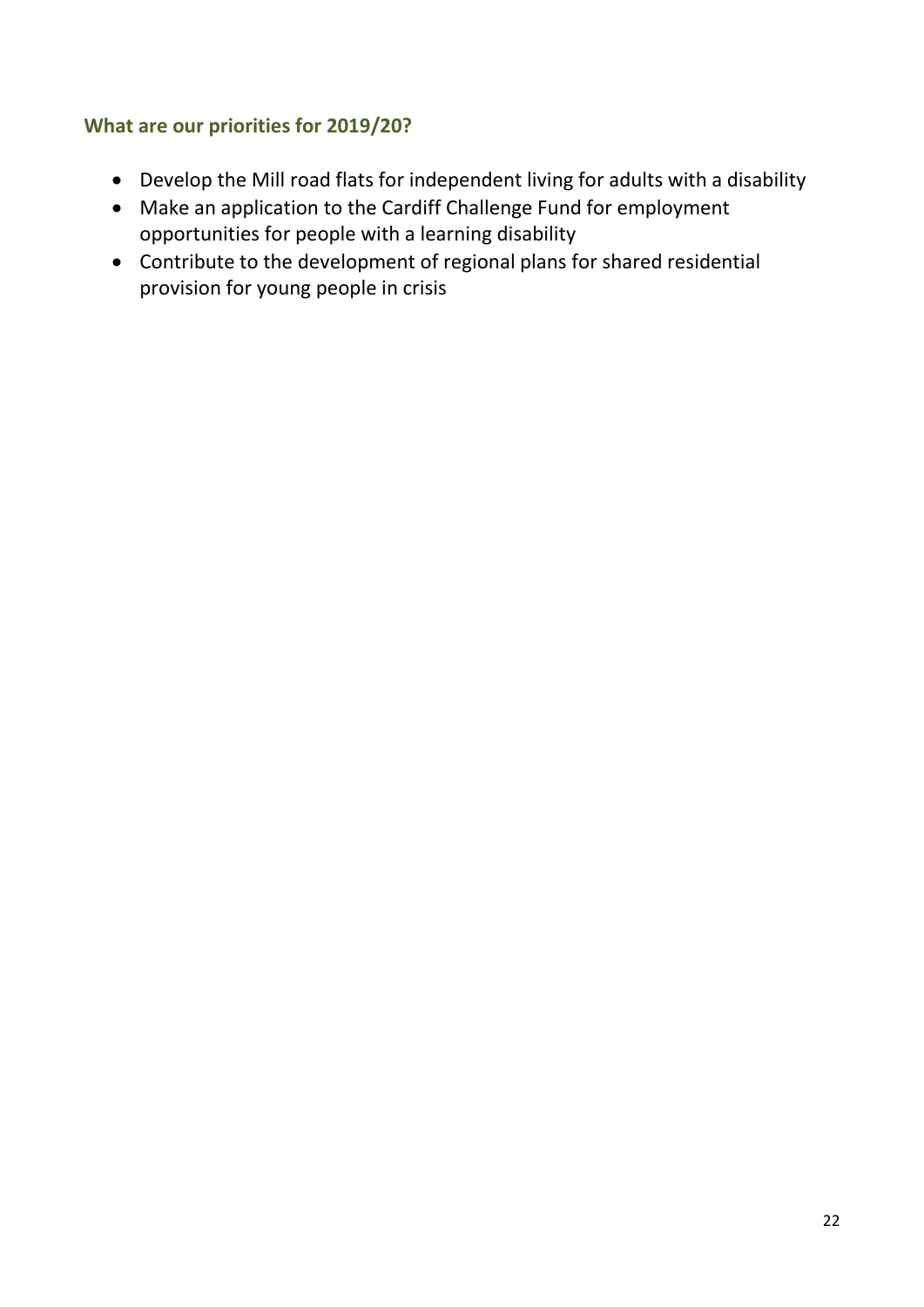### What are our priorities for 2019/20?

- Develop the Mill road flats for independent living for adults with a disability
- Make an application to the Cardiff Challenge Fund for employment opportunities for people with a learning disability
- Contribute to the development of regional plans for shared residential provision for young people in crisis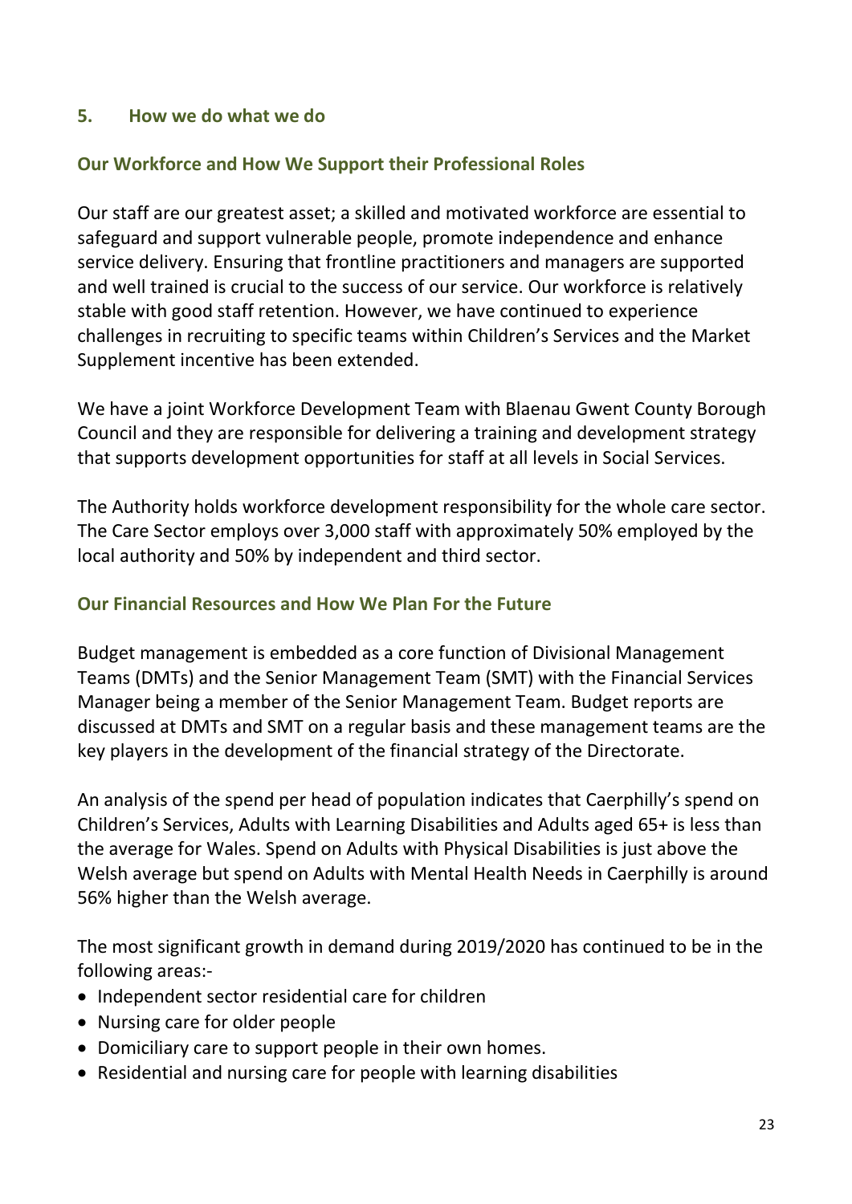## 5. How we do what we do

### Our Workforce and How We Support their Professional Roles

Our staff are our greatest asset; a skilled and motivated workforce are essential to safeguard and support vulnerable people, promote independence and enhance service delivery. Ensuring that frontline practitioners and managers are supported and well trained is crucial to the success of our service. Our workforce is relatively stable with good staff retention. However, we have continued to experience challenges in recruiting to specific teams within Children's Services and the Market Supplement incentive has been extended.

We have a joint Workforce Development Team with Blaenau Gwent County Borough Council and they are responsible for delivering a training and development strategy that supports development opportunities for staff at all levels in Social Services.

The Authority holds workforce development responsibility for the whole care sector. The Care Sector employs over 3,000 staff with approximately 50% employed by the local authority and 50% by independent and third sector.

### Our Financial Resources and How We Plan For the Future

Budget management is embedded as a core function of Divisional Management Teams (DMTs) and the Senior Management Team (SMT) with the Financial Services Manager being a member of the Senior Management Team. Budget reports are discussed at DMTs and SMT on a regular basis and these management teams are the key players in the development of the financial strategy of the Directorate.

An analysis of the spend per head of population indicates that Caerphilly's spend on Children's Services, Adults with Learning Disabilities and Adults aged 65+ is less than the average for Wales. Spend on Adults with Physical Disabilities is just above the Welsh average but spend on Adults with Mental Health Needs in Caerphilly is around 56% higher than the Welsh average.

The most significant growth in demand during 2019/2020 has continued to be in the following areas:-

- Independent sector residential care for children
- Nursing care for older people
- Domiciliary care to support people in their own homes.
- Residential and nursing care for people with learning disabilities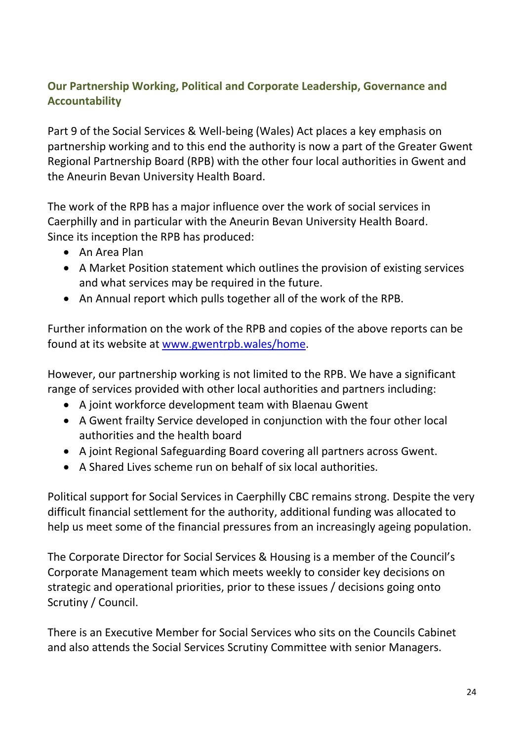## Our Partnership Working, Political and Corporate Leadership, Governance and Accountability

Part 9 of the Social Services & Well-being (Wales) Act places a key emphasis on partnership working and to this end the authority is now a part of the Greater Gwent Regional Partnership Board (RPB) with the other four local authorities in Gwent and the Aneurin Bevan University Health Board.

The work of the RPB has a major influence over the work of social services in Caerphilly and in particular with the Aneurin Bevan University Health Board. Since its inception the RPB has produced:

- An Area Plan
- A Market Position statement which outlines the provision of existing services and what services may be required in the future.
- An Annual report which pulls together all of the work of the RPB.

Further information on the work of the RPB and copies of the above reports can be found at its website at [www.gwentrpb.wales/home](http://www.gwentrpb.wales/home).

However, our partnership working is not limited to the RPB. We have a significant range of services provided with other local authorities and partners including:

- A joint workforce development team with Blaenau Gwent
- A Gwent frailty Service developed in conjunction with the four other local authorities and the health board
- A joint Regional Safeguarding Board covering all partners across Gwent.
- A Shared Lives scheme run on behalf of six local authorities.

Political support for Social Services in Caerphilly CBC remains strong. Despite the very difficult financial settlement for the authority, additional funding was allocated to help us meet some of the financial pressures from an increasingly ageing population.

The Corporate Director for Social Services & Housing is a member of the Council's Corporate Management team which meets weekly to consider key decisions on strategic and operational priorities, prior to these issues / decisions going onto Scrutiny / Council.

There is an Executive Member for Social Services who sits on the Councils Cabinet and also attends the Social Services Scrutiny Committee with senior Managers.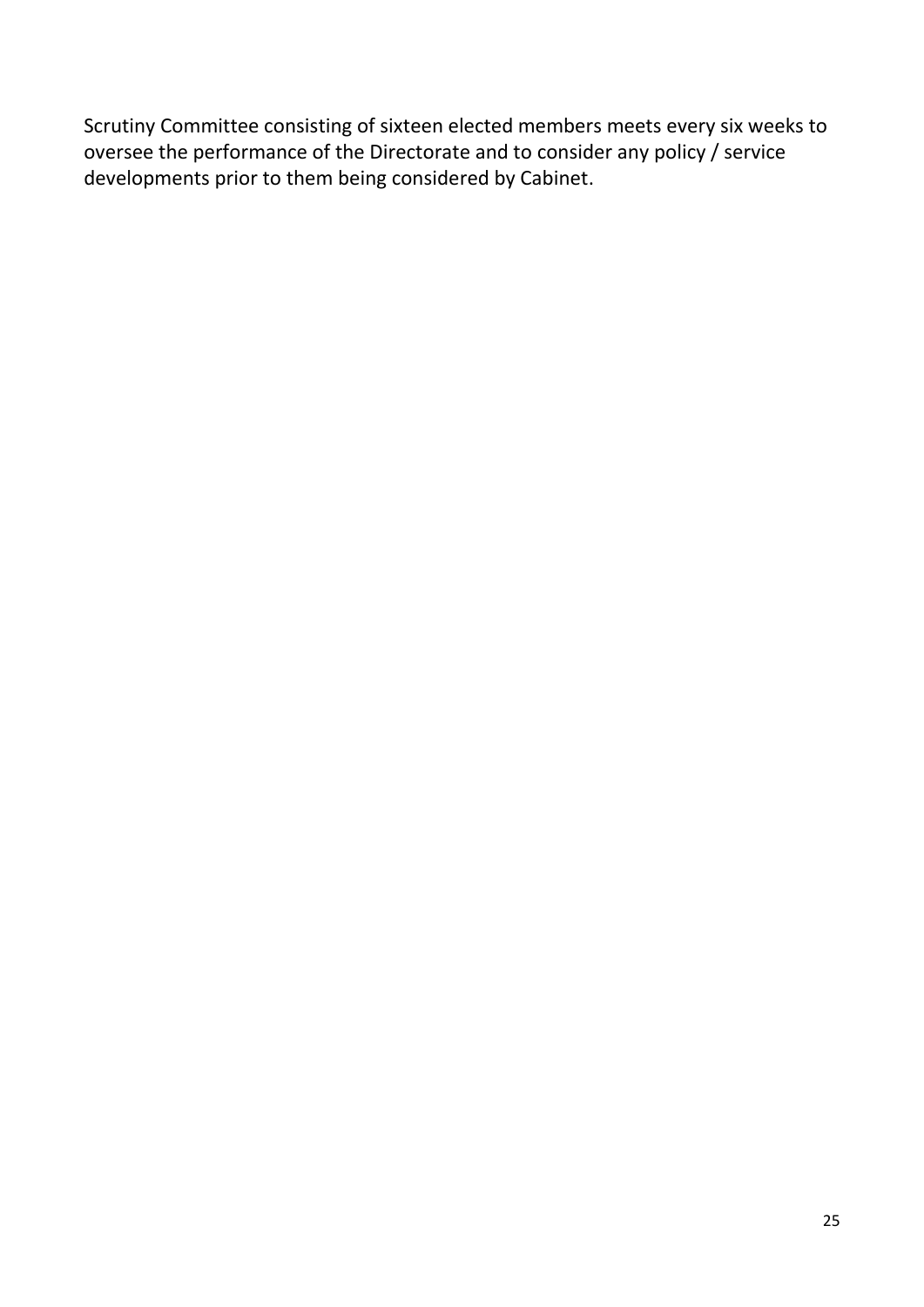Scrutiny Committee consisting of sixteen elected members meets every six weeks to oversee the performance of the Directorate and to consider any policy / service developments prior to them being considered by Cabinet.